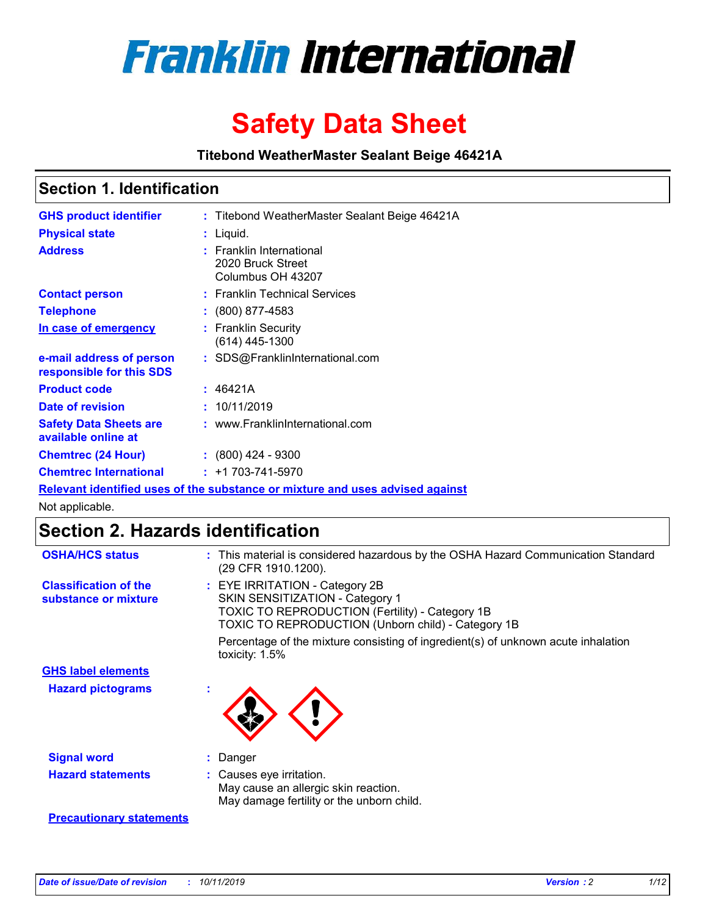# Franklin International

# Safety Data Sheet

**Titebond WeatherMaster Sealant Beige 46421A**

## Section 1. Identification

| | | |
|---|---|---|
| **GHS product identifier** | : | Titebond WeatherMaster Sealant Beige 46421A |
| **Physical state** | : | Liquid. |
| **Address** | : | Franklin International<br>2020 Bruck Street<br>Columbus OH 43207 |
| **Contact person** | : | Franklin Technical Services |
| **Telephone** | : | (800) 877-4583 |
| **In case of emergency** | : | Franklin Security<br>(614) 445-1300 |
| **e-mail address of person responsible for this SDS** | : | SDS@FranklinInternational.com |
| **Product code** | : | 46421A |
| **Date of revision** | : | 10/11/2019 |
| **Safety Data Sheets are available online at** | : | www.FranklinInternational.com |
| **Chemtrec (24 Hour)** | : | (800) 424 - 9300 |
| **Chemtrec International** | : | +1 703-741-5970 |

**Relevant identified uses of the substance or mixture and uses advised against**

Not applicable.

## Section 2. Hazards identification

**OSHA/HCS status** : This material is considered hazardous by the OSHA Hazard Communication Standard (29 CFR 1910.1200).

**Classification of the substance or mixture** : EYE IRRITATION - Category 2B
SKIN SENSITIZATION - Category 1
TOXIC TO REPRODUCTION (Fertility) - Category 1B
TOXIC TO REPRODUCTION (Unborn child) - Category 1B

Percentage of the mixture consisting of ingredient(s) of unknown acute inhalation toxicity: 1.5%

**GHS label elements**

**Hazard pictograms** :

**Signal word** : Danger

**Hazard statements** : Causes eye irritation.
May cause an allergic skin reaction.
May damage fertility or the unborn child.

**Precautionary statements**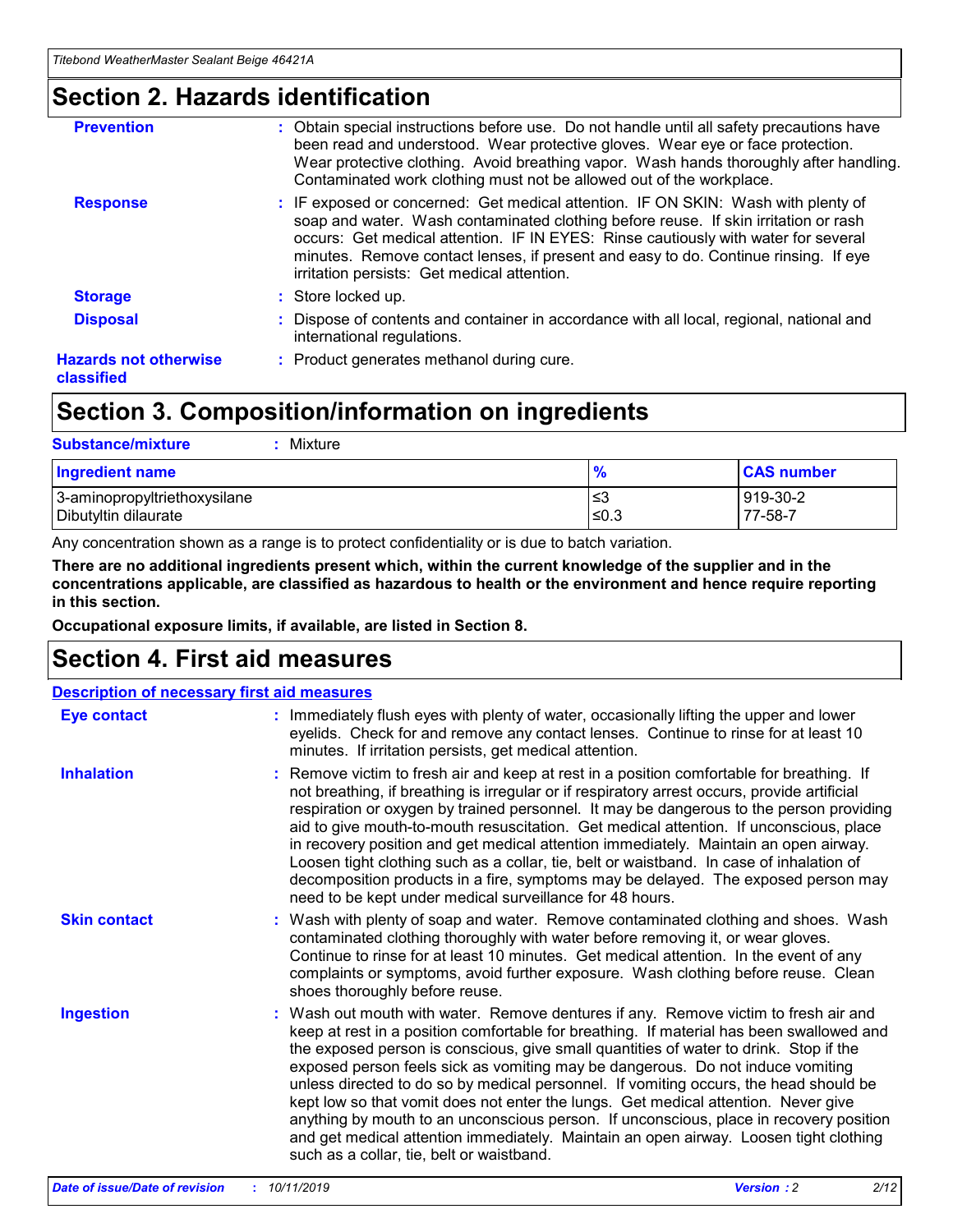## Section 2. Hazards identification

**Prevention** : Obtain special instructions before use. Do not handle until all safety precautions have been read and understood. Wear protective gloves. Wear eye or face protection. Wear protective clothing. Avoid breathing vapor. Wash hands thoroughly after handling. Contaminated work clothing must not be allowed out of the workplace.

**Response** : IF exposed or concerned: Get medical attention. IF ON SKIN: Wash with plenty of soap and water. Wash contaminated clothing before reuse. If skin irritation or rash occurs: Get medical attention. IF IN EYES: Rinse cautiously with water for several minutes. Remove contact lenses, if present and easy to do. Continue rinsing. If eye irritation persists: Get medical attention.

**Storage** : Store locked up.

**Disposal** : Dispose of contents and container in accordance with all local, regional, national and international regulations.

**Hazards not otherwise classified** : Product generates methanol during cure.

## Section 3. Composition/information on ingredients

**Substance/mixture** : Mixture

| Ingredient name | % | CAS number |
|---|---|---|
| 3-aminopropyltriethoxysilane | ≤3 | 919-30-2 |
| Dibutyltin dilaurate | ≤0.3 | 77-58-7 |

Any concentration shown as a range is to protect confidentiality or is due to batch variation.

**There are no additional ingredients present which, within the current knowledge of the supplier and in the concentrations applicable, are classified as hazardous to health or the environment and hence require reporting in this section.**

**Occupational exposure limits, if available, are listed in Section 8.**

## Section 4. First aid measures

**Description of necessary first aid measures**

**Eye contact** : Immediately flush eyes with plenty of water, occasionally lifting the upper and lower eyelids. Check for and remove any contact lenses. Continue to rinse for at least 10 minutes. If irritation persists, get medical attention.

**Inhalation** : Remove victim to fresh air and keep at rest in a position comfortable for breathing. If not breathing, if breathing is irregular or if respiratory arrest occurs, provide artificial respiration or oxygen by trained personnel. It may be dangerous to the person providing aid to give mouth-to-mouth resuscitation. Get medical attention. If unconscious, place in recovery position and get medical attention immediately. Maintain an open airway. Loosen tight clothing such as a collar, tie, belt or waistband. In case of inhalation of decomposition products in a fire, symptoms may be delayed. The exposed person may need to be kept under medical surveillance for 48 hours.

**Skin contact** : Wash with plenty of soap and water. Remove contaminated clothing and shoes. Wash contaminated clothing thoroughly with water before removing it, or wear gloves. Continue to rinse for at least 10 minutes. Get medical attention. In the event of any complaints or symptoms, avoid further exposure. Wash clothing before reuse. Clean shoes thoroughly before reuse.

**Ingestion** : Wash out mouth with water. Remove dentures if any. Remove victim to fresh air and keep at rest in a position comfortable for breathing. If material has been swallowed and the exposed person is conscious, give small quantities of water to drink. Stop if the exposed person feels sick as vomiting may be dangerous. Do not induce vomiting unless directed to do so by medical personnel. If vomiting occurs, the head should be kept low so that vomit does not enter the lungs. Get medical attention. Never give anything by mouth to an unconscious person. If unconscious, place in recovery position and get medical attention immediately. Maintain an open airway. Loosen tight clothing such as a collar, tie, belt or waistband.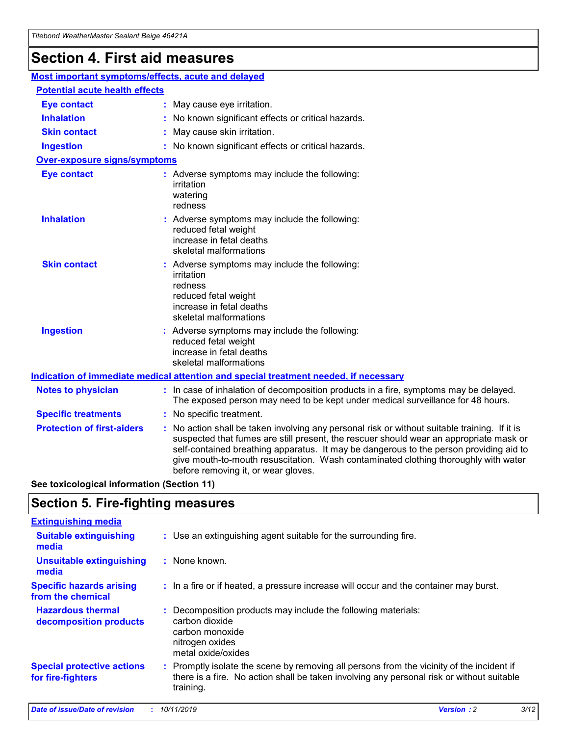# Section 4. First aid measures

## Most important symptoms/effects, acute and delayed

### Potential acute health effects

**Eye contact** : May cause eye irritation.

**Inhalation** : No known significant effects or critical hazards.

**Skin contact** : May cause skin irritation.

**Ingestion** : No known significant effects or critical hazards.

### Over-exposure signs/symptoms

**Eye contact** : Adverse symptoms may include the following:
irritation
watering
redness

**Inhalation** : Adverse symptoms may include the following:
reduced fetal weight
increase in fetal deaths
skeletal malformations

**Skin contact** : Adverse symptoms may include the following:
irritation
redness
reduced fetal weight
increase in fetal deaths
skeletal malformations

**Ingestion** : Adverse symptoms may include the following:
reduced fetal weight
increase in fetal deaths
skeletal malformations

## Indication of immediate medical attention and special treatment needed, if necessary

**Notes to physician** : In case of inhalation of decomposition products in a fire, symptoms may be delayed. The exposed person may need to be kept under medical surveillance for 48 hours.

**Specific treatments** : No specific treatment.

**Protection of first-aiders** : No action shall be taken involving any personal risk or without suitable training. If it is suspected that fumes are still present, the rescuer should wear an appropriate mask or self-contained breathing apparatus. It may be dangerous to the person providing aid to give mouth-to-mouth resuscitation. Wash contaminated clothing thoroughly with water before removing it, or wear gloves.

**See toxicological information (Section 11)**

# Section 5. Fire-fighting measures

## Extinguishing media

**Suitable extinguishing media** : Use an extinguishing agent suitable for the surrounding fire.

**Unsuitable extinguishing media** : None known.

**Specific hazards arising from the chemical** : In a fire or if heated, a pressure increase will occur and the container may burst.

**Hazardous thermal decomposition products** : Decomposition products may include the following materials:
carbon dioxide
carbon monoxide
nitrogen oxides
metal oxide/oxides

**Special protective actions for fire-fighters** : Promptly isolate the scene by removing all persons from the vicinity of the incident if there is a fire. No action shall be taken involving any personal risk or without suitable training.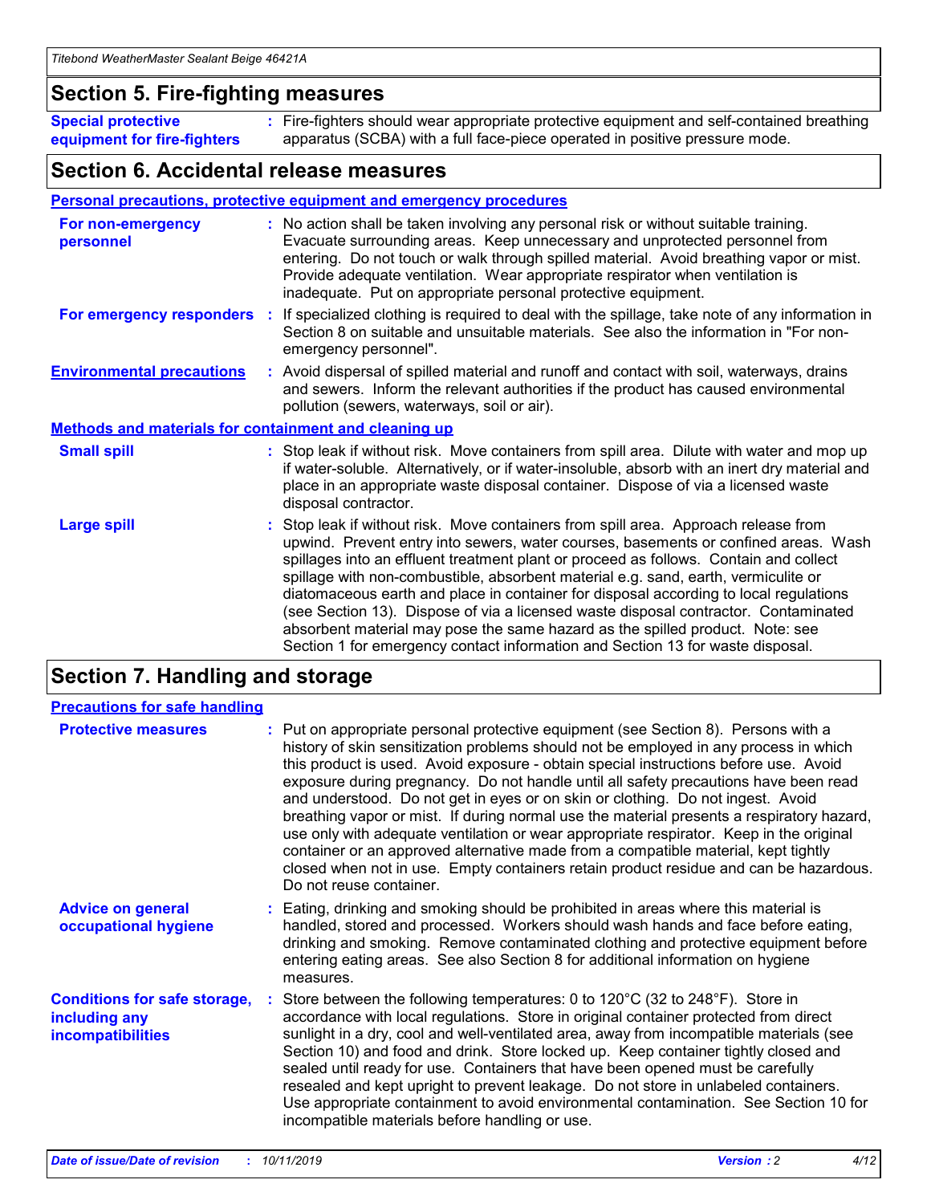## Section 5. Fire-fighting measures

**Special protective equipment for fire-fighters** : Fire-fighters should wear appropriate protective equipment and self-contained breathing apparatus (SCBA) with a full face-piece operated in positive pressure mode.

## Section 6. Accidental release measures

### Personal precautions, protective equipment and emergency procedures

**For non-emergency personnel** : No action shall be taken involving any personal risk or without suitable training. Evacuate surrounding areas. Keep unnecessary and unprotected personnel from entering. Do not touch or walk through spilled material. Avoid breathing vapor or mist. Provide adequate ventilation. Wear appropriate respirator when ventilation is inadequate. Put on appropriate personal protective equipment.

**For emergency responders** : If specialized clothing is required to deal with the spillage, take note of any information in Section 8 on suitable and unsuitable materials. See also the information in "For non-emergency personnel".

**Environmental precautions** : Avoid dispersal of spilled material and runoff and contact with soil, waterways, drains and sewers. Inform the relevant authorities if the product has caused environmental pollution (sewers, waterways, soil or air).

### Methods and materials for containment and cleaning up

**Small spill** : Stop leak if without risk. Move containers from spill area. Dilute with water and mop up if water-soluble. Alternatively, or if water-insoluble, absorb with an inert dry material and place in an appropriate waste disposal container. Dispose of via a licensed waste disposal contractor.

**Large spill** : Stop leak if without risk. Move containers from spill area. Approach release from upwind. Prevent entry into sewers, water courses, basements or confined areas. Wash spillages into an effluent treatment plant or proceed as follows. Contain and collect spillage with non-combustible, absorbent material e.g. sand, earth, vermiculite or diatomaceous earth and place in container for disposal according to local regulations (see Section 13). Dispose of via a licensed waste disposal contractor. Contaminated absorbent material may pose the same hazard as the spilled product. Note: see Section 1 for emergency contact information and Section 13 for waste disposal.

## Section 7. Handling and storage

### Precautions for safe handling

**Protective measures** : Put on appropriate personal protective equipment (see Section 8). Persons with a history of skin sensitization problems should not be employed in any process in which this product is used. Avoid exposure - obtain special instructions before use. Avoid exposure during pregnancy. Do not handle until all safety precautions have been read and understood. Do not get in eyes or on skin or clothing. Do not ingest. Avoid breathing vapor or mist. If during normal use the material presents a respiratory hazard, use only with adequate ventilation or wear appropriate respirator. Keep in the original container or an approved alternative made from a compatible material, kept tightly closed when not in use. Empty containers retain product residue and can be hazardous. Do not reuse container.

**Advice on general occupational hygiene** : Eating, drinking and smoking should be prohibited in areas where this material is handled, stored and processed. Workers should wash hands and face before eating, drinking and smoking. Remove contaminated clothing and protective equipment before entering eating areas. See also Section 8 for additional information on hygiene measures.

**Conditions for safe storage, including any incompatibilities** : Store between the following temperatures: 0 to 120°C (32 to 248°F). Store in accordance with local regulations. Store in original container protected from direct sunlight in a dry, cool and well-ventilated area, away from incompatible materials (see Section 10) and food and drink. Store locked up. Keep container tightly closed and sealed until ready for use. Containers that have been opened must be carefully resealed and kept upright to prevent leakage. Do not store in unlabeled containers. Use appropriate containment to avoid environmental contamination. See Section 10 for incompatible materials before handling or use.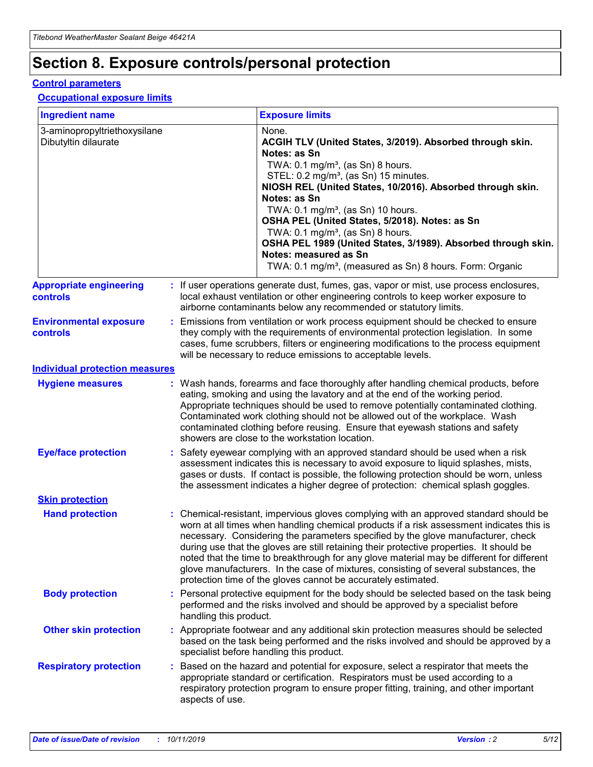# Section 8. Exposure controls/personal protection

## Control parameters

### Occupational exposure limits

| Ingredient name | Exposure limits |
|---|---|
| 3-aminopropyltriethoxysilane<br>Dibutyltin dilaurate | None.<br>**ACGIH TLV (United States, 3/2019). Absorbed through skin. Notes: as Sn**<br>TWA: 0.1 mg/m³, (as Sn) 8 hours.<br>STEL: 0.2 mg/m³, (as Sn) 15 minutes.<br>**NIOSH REL (United States, 10/2016). Absorbed through skin. Notes: as Sn**<br>TWA: 0.1 mg/m³, (as Sn) 10 hours.<br>**OSHA PEL (United States, 5/2018). Notes: as Sn**<br>TWA: 0.1 mg/m³, (as Sn) 8 hours.<br>**OSHA PEL 1989 (United States, 3/1989). Absorbed through skin. Notes: measured as Sn**<br>TWA: 0.1 mg/m³, (measured as Sn) 8 hours. Form: Organic |

**Appropriate engineering controls** : If user operations generate dust, fumes, gas, vapor or mist, use process enclosures, local exhaust ventilation or other engineering controls to keep worker exposure to airborne contaminants below any recommended or statutory limits.

**Environmental exposure controls** : Emissions from ventilation or work process equipment should be checked to ensure they comply with the requirements of environmental protection legislation. In some cases, fume scrubbers, filters or engineering modifications to the process equipment will be necessary to reduce emissions to acceptable levels.

## Individual protection measures

**Hygiene measures** : Wash hands, forearms and face thoroughly after handling chemical products, before eating, smoking and using the lavatory and at the end of the working period. Appropriate techniques should be used to remove potentially contaminated clothing. Contaminated work clothing should not be allowed out of the workplace. Wash contaminated clothing before reusing. Ensure that eyewash stations and safety showers are close to the workstation location.

**Eye/face protection** : Safety eyewear complying with an approved standard should be used when a risk assessment indicates this is necessary to avoid exposure to liquid splashes, mists, gases or dusts. If contact is possible, the following protection should be worn, unless the assessment indicates a higher degree of protection: chemical splash goggles.

### Skin protection

**Hand protection** : Chemical-resistant, impervious gloves complying with an approved standard should be worn at all times when handling chemical products if a risk assessment indicates this is necessary. Considering the parameters specified by the glove manufacturer, check during use that the gloves are still retaining their protective properties. It should be noted that the time to breakthrough for any glove material may be different for different glove manufacturers. In the case of mixtures, consisting of several substances, the protection time of the gloves cannot be accurately estimated.

**Body protection** : Personal protective equipment for the body should be selected based on the task being performed and the risks involved and should be approved by a specialist before handling this product.

**Other skin protection** : Appropriate footwear and any additional skin protection measures should be selected based on the task being performed and the risks involved and should be approved by a specialist before handling this product.

**Respiratory protection** : Based on the hazard and potential for exposure, select a respirator that meets the appropriate standard or certification. Respirators must be used according to a respiratory protection program to ensure proper fitting, training, and other important aspects of use.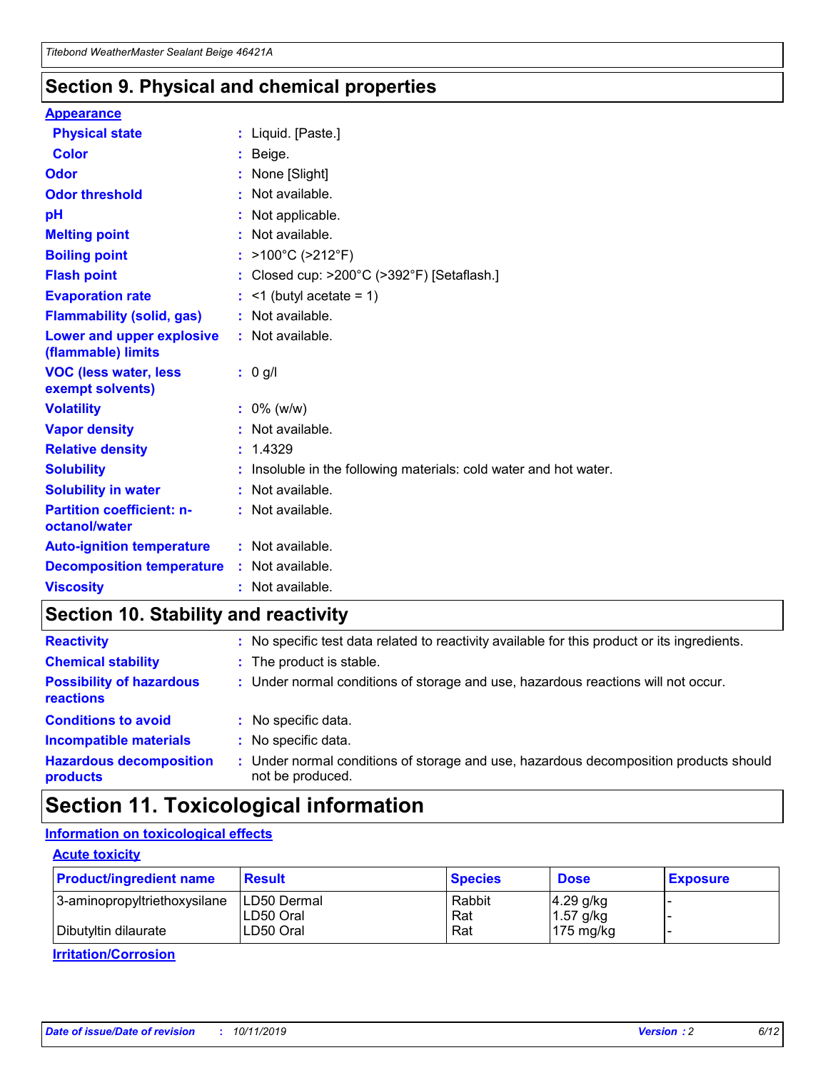## Section 9. Physical and chemical properties

### Appearance

| | |
|---|---|
| **Physical state** | : Liquid. [Paste.] |
| **Color** | : Beige. |
| **Odor** | : None [Slight] |
| **Odor threshold** | : Not available. |
| **pH** | : Not applicable. |
| **Melting point** | : Not available. |
| **Boiling point** | : >100°C (>212°F) |
| **Flash point** | : Closed cup: >200°C (>392°F) [Setaflash.] |
| **Evaporation rate** | : <1 (butyl acetate = 1) |
| **Flammability (solid, gas)** | : Not available. |
| **Lower and upper explosive (flammable) limits** | : Not available. |
| **VOC (less water, less exempt solvents)** | : 0 g/l |
| **Volatility** | : 0% (w/w) |
| **Vapor density** | : Not available. |
| **Relative density** | : 1.4329 |
| **Solubility** | : Insoluble in the following materials: cold water and hot water. |
| **Solubility in water** | : Not available. |
| **Partition coefficient: n-octanol/water** | : Not available. |
| **Auto-ignition temperature** | : Not available. |
| **Decomposition temperature** | : Not available. |
| **Viscosity** | : Not available. |

## Section 10. Stability and reactivity

| | |
|---|---|
| **Reactivity** | : No specific test data related to reactivity available for this product or its ingredients. |
| **Chemical stability** | : The product is stable. |
| **Possibility of hazardous reactions** | : Under normal conditions of storage and use, hazardous reactions will not occur. |
| **Conditions to avoid** | : No specific data. |
| **Incompatible materials** | : No specific data. |
| **Hazardous decomposition products** | : Under normal conditions of storage and use, hazardous decomposition products should not be produced. |

## Section 11. Toxicological information

### Information on toxicological effects

#### Acute toxicity

| Product/ingredient name | Result | Species | Dose | Exposure |
|---|---|---|---|---|
| 3-aminopropyltriethoxysilane | LD50 Dermal | Rabbit | 4.29 g/kg | - |
| | LD50 Oral | Rat | 1.57 g/kg | - |
| Dibutyltin dilaurate | LD50 Oral | Rat | 175 mg/kg | - |

#### Irritation/Corrosion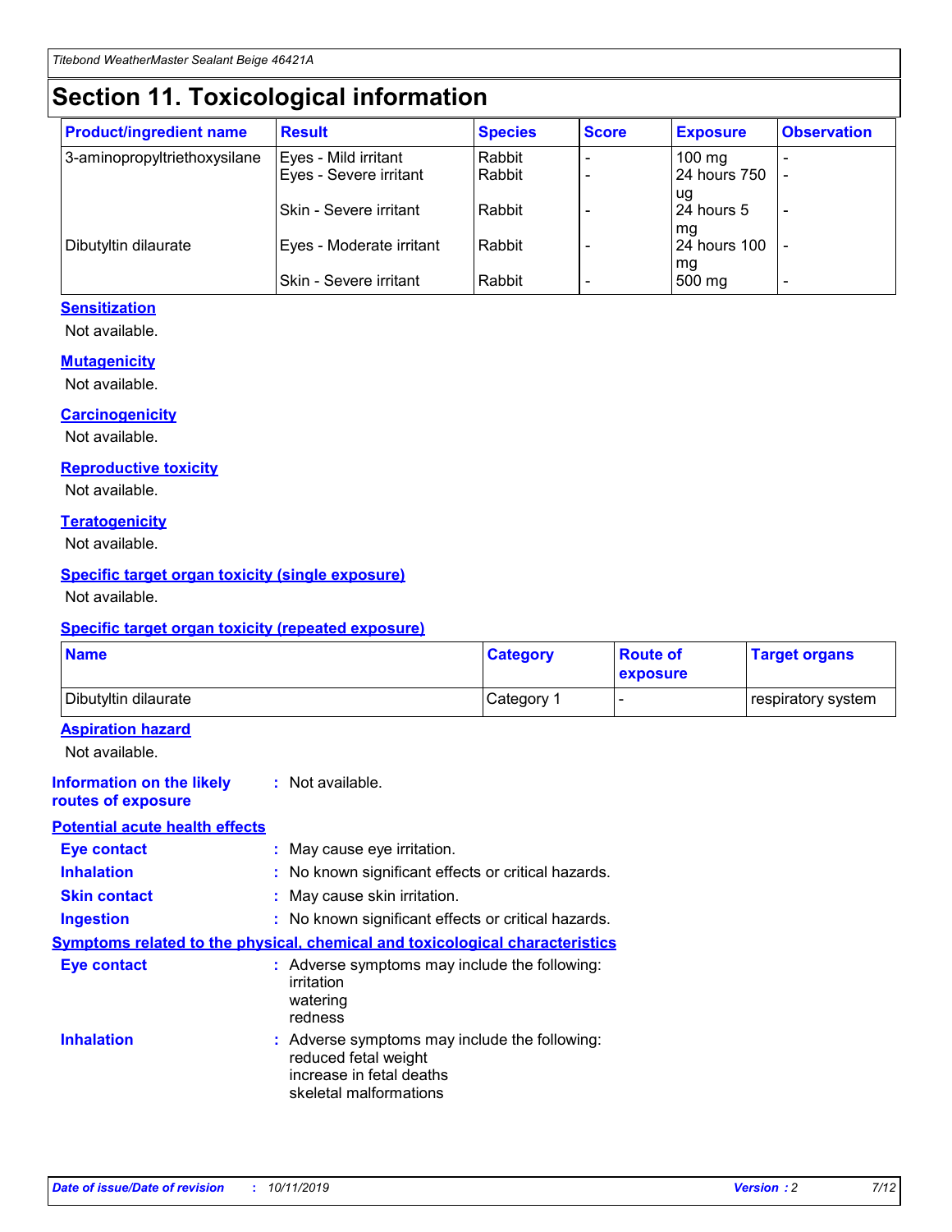# Section 11. Toxicological information

| Product/ingredient name | Result | Species | Score | Exposure | Observation |
|---|---|---|---|---|---|
| 3-aminopropyltriethoxysilane | Eyes - Mild irritant | Rabbit | - | 100 mg | - |
| | Eyes - Severe irritant | Rabbit | - | 24 hours 750 ug | - |
| | Skin - Severe irritant | Rabbit | - | 24 hours 5 mg | - |
| Dibutyltin dilaurate | Eyes - Moderate irritant | Rabbit | - | 24 hours 100 mg | - |
| | Skin - Severe irritant | Rabbit | - | 500 mg | - |

**Sensitization**

Not available.

**Mutagenicity**

Not available.

**Carcinogenicity**

Not available.

**Reproductive toxicity**

Not available.

**Teratogenicity**

Not available.

**Specific target organ toxicity (single exposure)**

Not available.

**Specific target organ toxicity (repeated exposure)**

| Name | Category | Route of exposure | Target organs |
|---|---|---|---|
| Dibutyltin dilaurate | Category 1 | - | respiratory system |

**Aspiration hazard**

Not available.

**Information on the likely routes of exposure** : Not available.

**Potential acute health effects**

**Eye contact** : May cause eye irritation.

**Inhalation** : No known significant effects or critical hazards.

**Skin contact** : May cause skin irritation.

**Ingestion** : No known significant effects or critical hazards.

**Symptoms related to the physical, chemical and toxicological characteristics**

**Eye contact** : Adverse symptoms may include the following:
irritation
watering
redness

**Inhalation** : Adverse symptoms may include the following:
reduced fetal weight
increase in fetal deaths
skeletal malformations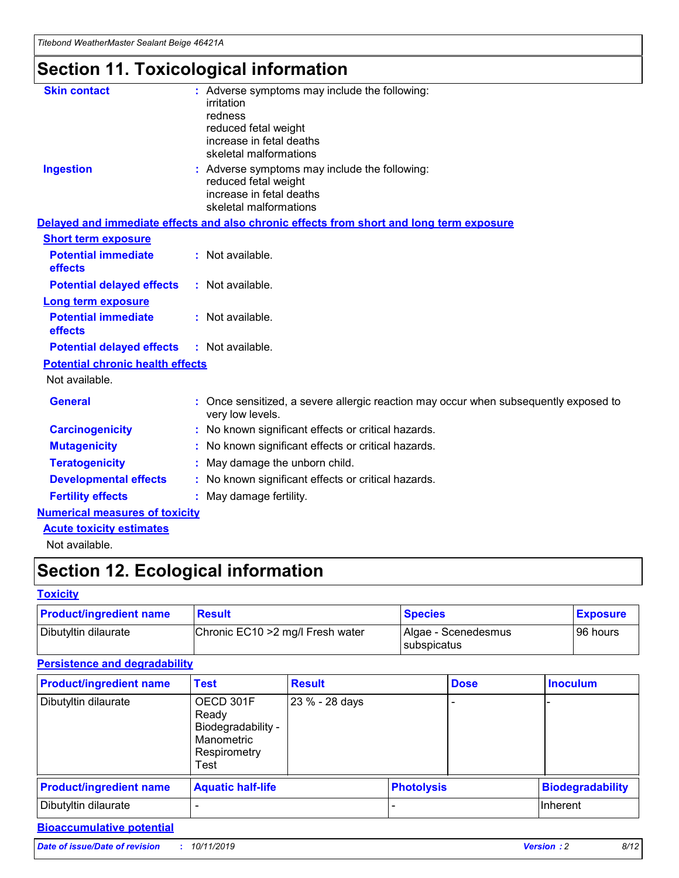# Section 11. Toxicological information

**Skin contact** : Adverse symptoms may include the following:
irritation
redness
reduced fetal weight
increase in fetal deaths
skeletal malformations

**Ingestion** : Adverse symptoms may include the following:
reduced fetal weight
increase in fetal deaths
skeletal malformations

## Delayed and immediate effects and also chronic effects from short and long term exposure

### Short term exposure

**Potential immediate effects** : Not available.

**Potential delayed effects** : Not available.

### Long term exposure

**Potential immediate effects** : Not available.

**Potential delayed effects** : Not available.

### Potential chronic health effects

Not available.

**General** : Once sensitized, a severe allergic reaction may occur when subsequently exposed to very low levels.

**Carcinogenicity** : No known significant effects or critical hazards.

**Mutagenicity** : No known significant effects or critical hazards.

**Teratogenicity** : May damage the unborn child.

**Developmental effects** : No known significant effects or critical hazards.

**Fertility effects** : May damage fertility.

## Numerical measures of toxicity

### Acute toxicity estimates

Not available.

# Section 12. Ecological information

## Toxicity

| Product/ingredient name | Result | Species | Exposure |
|---|---|---|---|
| Dibutyltin dilaurate | Chronic EC10 >2 mg/l Fresh water | Algae - Scenedesmus subspicatus | 96 hours |

## Persistence and degradability

| Product/ingredient name | Test | Result | Dose | Inoculum |
|---|---|---|---|---|
| Dibutyltin dilaurate | OECD 301F Ready Biodegradability - Manometric Respirometry Test | 23 % - 28 days | - | - |

| Product/ingredient name | Aquatic half-life | Photolysis | Biodegradability |
|---|---|---|---|
| Dibutyltin dilaurate | - | - | Inherent |

## Bioaccumulative potential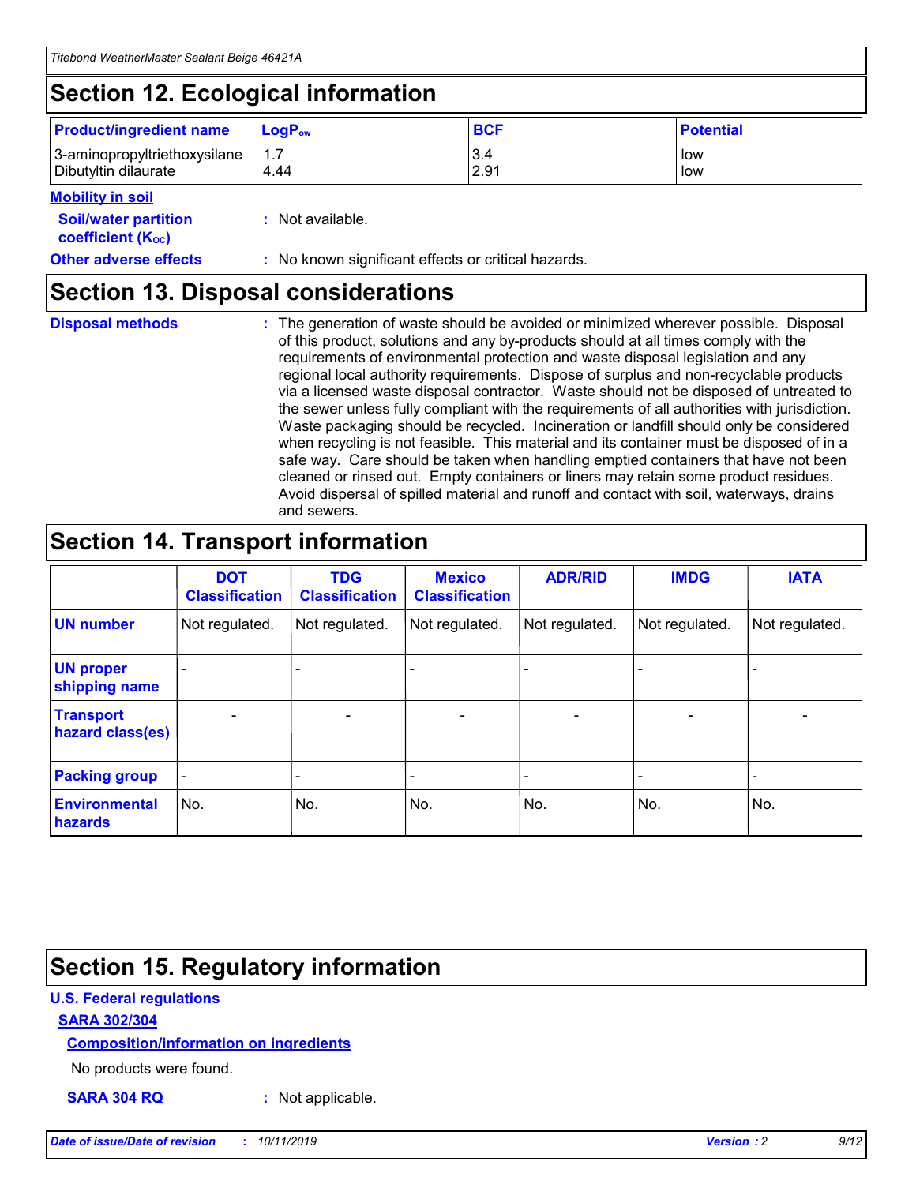## Section 12. Ecological information

| Product/ingredient name | $LogP_{ow}$ | BCF | Potential |
|---|---|---|---|
| 3-aminopropyltriethoxysilane | 1.7 | 3.4 | low |
| Dibutyltin dilaurate | 4.44 | 2.91 | low |

**Mobility in soil**

**Soil/water partition coefficient ($K_{OC}$)** : Not available.

**Other adverse effects** : No known significant effects or critical hazards.

## Section 13. Disposal considerations

**Disposal methods** : The generation of waste should be avoided or minimized wherever possible. Disposal of this product, solutions and any by-products should at all times comply with the requirements of environmental protection and waste disposal legislation and any regional local authority requirements. Dispose of surplus and non-recyclable products via a licensed waste disposal contractor. Waste should not be disposed of untreated to the sewer unless fully compliant with the requirements of all authorities with jurisdiction. Waste packaging should be recycled. Incineration or landfill should only be considered when recycling is not feasible. This material and its container must be disposed of in a safe way. Care should be taken when handling emptied containers that have not been cleaned or rinsed out. Empty containers or liners may retain some product residues. Avoid dispersal of spilled material and runoff and contact with soil, waterways, drains and sewers.

## Section 14. Transport information

| | DOT Classification | TDG Classification | Mexico Classification | ADR/RID | IMDG | IATA |
|---|---|---|---|---|---|---|
| UN number | Not regulated. | Not regulated. | Not regulated. | Not regulated. | Not regulated. | Not regulated. |
| UN proper shipping name | - | - | - | - | - | - |
| Transport hazard class(es) | - | - | - | - | - | - |
| Packing group | - | - | - | - | - | - |
| Environmental hazards | No. | No. | No. | No. | No. | No. |

## Section 15. Regulatory information

**U.S. Federal regulations**

**SARA 302/304**

**Composition/information on ingredients**

No products were found.

**SARA 304 RQ** : Not applicable.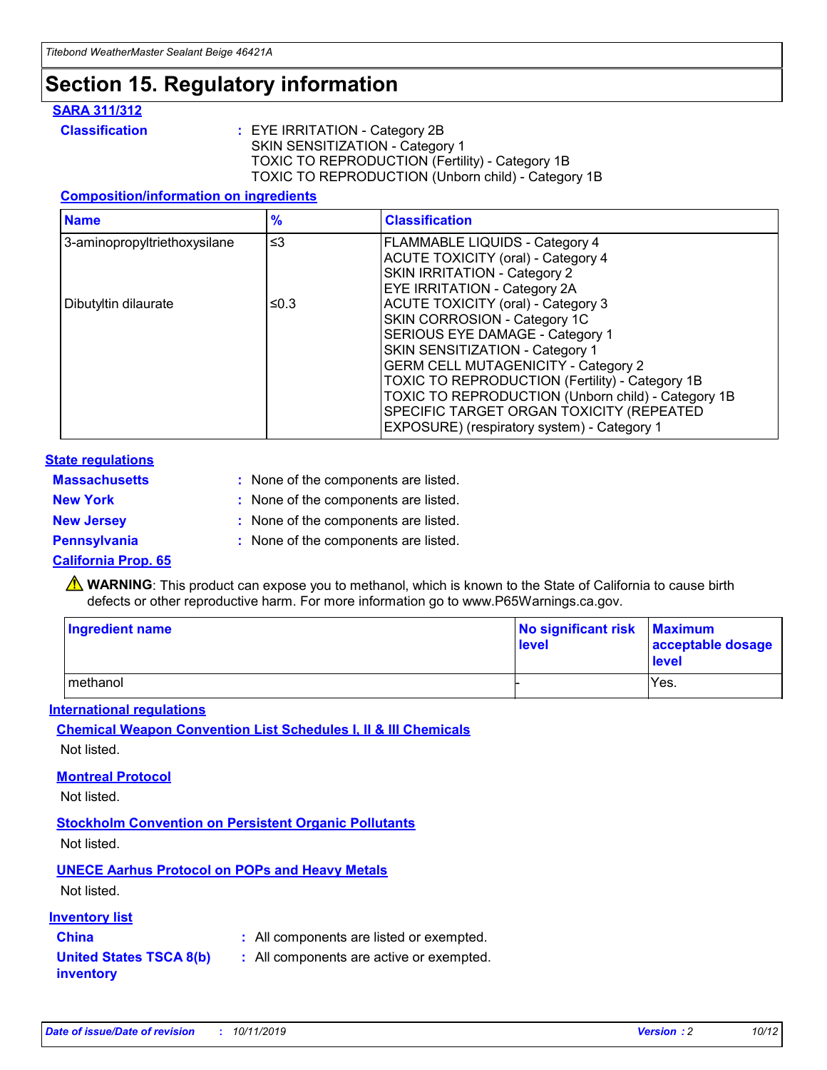# Section 15. Regulatory information

## SARA 311/312

**Classification** : EYE IRRITATION - Category 2B
SKIN SENSITIZATION - Category 1
TOXIC TO REPRODUCTION (Fertility) - Category 1B
TOXIC TO REPRODUCTION (Unborn child) - Category 1B

### Composition/information on ingredients

| Name | % | Classification |
|---|---|---|
| 3-aminopropyltriethoxysilane | ≤3 | FLAMMABLE LIQUIDS - Category 4<br>ACUTE TOXICITY (oral) - Category 4<br>SKIN IRRITATION - Category 2<br>EYE IRRITATION - Category 2A |
| Dibutyltin dilaurate | ≤0.3 | ACUTE TOXICITY (oral) - Category 3<br>SKIN CORROSION - Category 1C<br>SERIOUS EYE DAMAGE - Category 1<br>SKIN SENSITIZATION - Category 1<br>GERM CELL MUTAGENICITY - Category 2<br>TOXIC TO REPRODUCTION (Fertility) - Category 1B<br>TOXIC TO REPRODUCTION (Unborn child) - Category 1B<br>SPECIFIC TARGET ORGAN TOXICITY (REPEATED EXPOSURE) (respiratory system) - Category 1 |

## State regulations

**Massachusetts** : None of the components are listed.

**New York** : None of the components are listed.

**New Jersey** : None of the components are listed.

**Pennsylvania** : None of the components are listed.

### California Prop. 65

⚠ **WARNING**: This product can expose you to methanol, which is known to the State of California to cause birth defects or other reproductive harm. For more information go to www.P65Warnings.ca.gov.

| Ingredient name | No significant risk level | Maximum acceptable dosage level |
|---|---|---|
| methanol | - | Yes. |

## International regulations

### Chemical Weapon Convention List Schedules I, II & III Chemicals

Not listed.

### Montreal Protocol

Not listed.

### Stockholm Convention on Persistent Organic Pollutants

Not listed.

### UNECE Aarhus Protocol on POPs and Heavy Metals

Not listed.

## Inventory list

**China** : All components are listed or exempted.

**United States TSCA 8(b) inventory** : All components are active or exempted.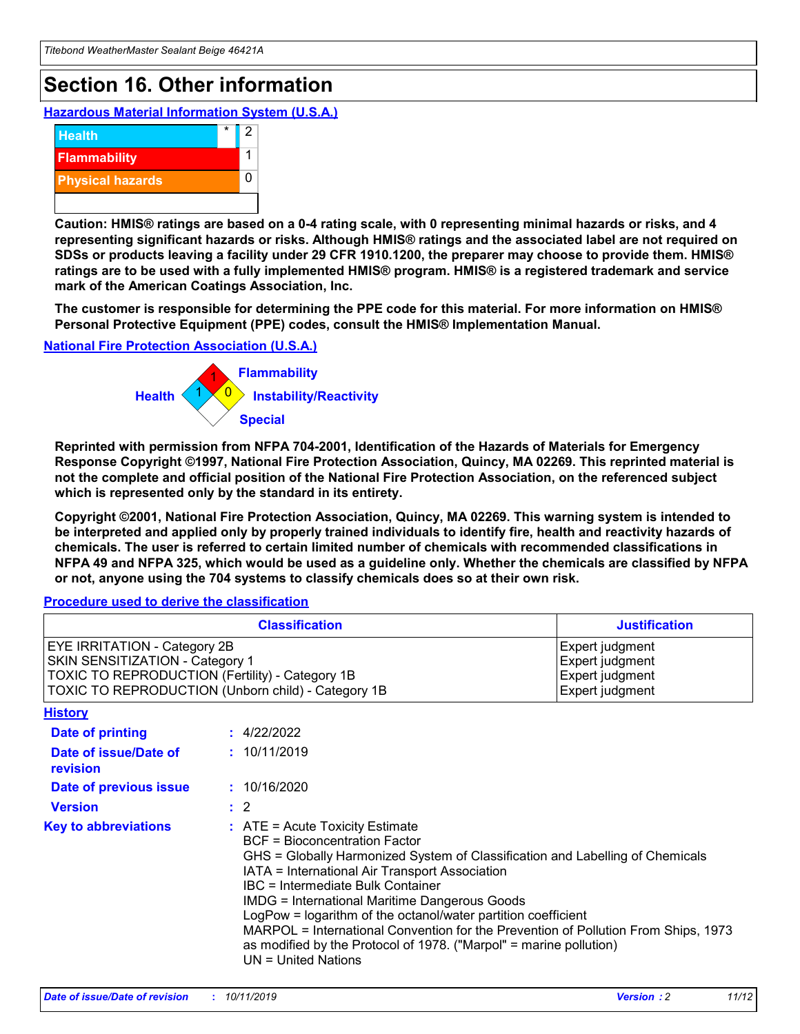# Section 16. Other information

**Hazardous Material Information System (U.S.A.)**

| | | |
|---|---|---|
| Health | * | 2 |
| Flammability | | 1 |
| Physical hazards | | 0 |

**Caution: HMIS® ratings are based on a 0-4 rating scale, with 0 representing minimal hazards or risks, and 4 representing significant hazards or risks. Although HMIS® ratings and the associated label are not required on SDSs or products leaving a facility under 29 CFR 1910.1200, the preparer may choose to provide them. HMIS® ratings are to be used with a fully implemented HMIS® program. HMIS® is a registered trademark and service mark of the American Coatings Association, Inc.**

**The customer is responsible for determining the PPE code for this material. For more information on HMIS® Personal Protective Equipment (PPE) codes, consult the HMIS® Implementation Manual.**

**National Fire Protection Association (U.S.A.)**

Flammability: 1
Health: 1
Instability/Reactivity: 0
Special:

**Reprinted with permission from NFPA 704-2001, Identification of the Hazards of Materials for Emergency Response Copyright ©1997, National Fire Protection Association, Quincy, MA 02269. This reprinted material is not the complete and official position of the National Fire Protection Association, on the referenced subject which is represented only by the standard in its entirety.**

**Copyright ©2001, National Fire Protection Association, Quincy, MA 02269. This warning system is intended to be interpreted and applied only by properly trained individuals to identify fire, health and reactivity hazards of chemicals. The user is referred to certain limited number of chemicals with recommended classifications in NFPA 49 and NFPA 325, which would be used as a guideline only. Whether the chemicals are classified by NFPA or not, anyone using the 704 systems to classify chemicals does so at their own risk.**

**Procedure used to derive the classification**

| Classification | Justification |
|---|---|
| EYE IRRITATION - Category 2B | Expert judgment |
| SKIN SENSITIZATION - Category 1 | Expert judgment |
| TOXIC TO REPRODUCTION (Fertility) - Category 1B | Expert judgment |
| TOXIC TO REPRODUCTION (Unborn child) - Category 1B | Expert judgment |

**History**

**Date of printing** : 4/22/2022

**Date of issue/Date of revision** : 10/11/2019

**Date of previous issue** : 10/16/2020

**Version** : 2

**Key to abbreviations** : ATE = Acute Toxicity Estimate
BCF = Bioconcentration Factor
GHS = Globally Harmonized System of Classification and Labelling of Chemicals
IATA = International Air Transport Association
IBC = Intermediate Bulk Container
IMDG = International Maritime Dangerous Goods
LogPow = logarithm of the octanol/water partition coefficient
MARPOL = International Convention for the Prevention of Pollution From Ships, 1973 as modified by the Protocol of 1978. ("Marpol" = marine pollution)
UN = United Nations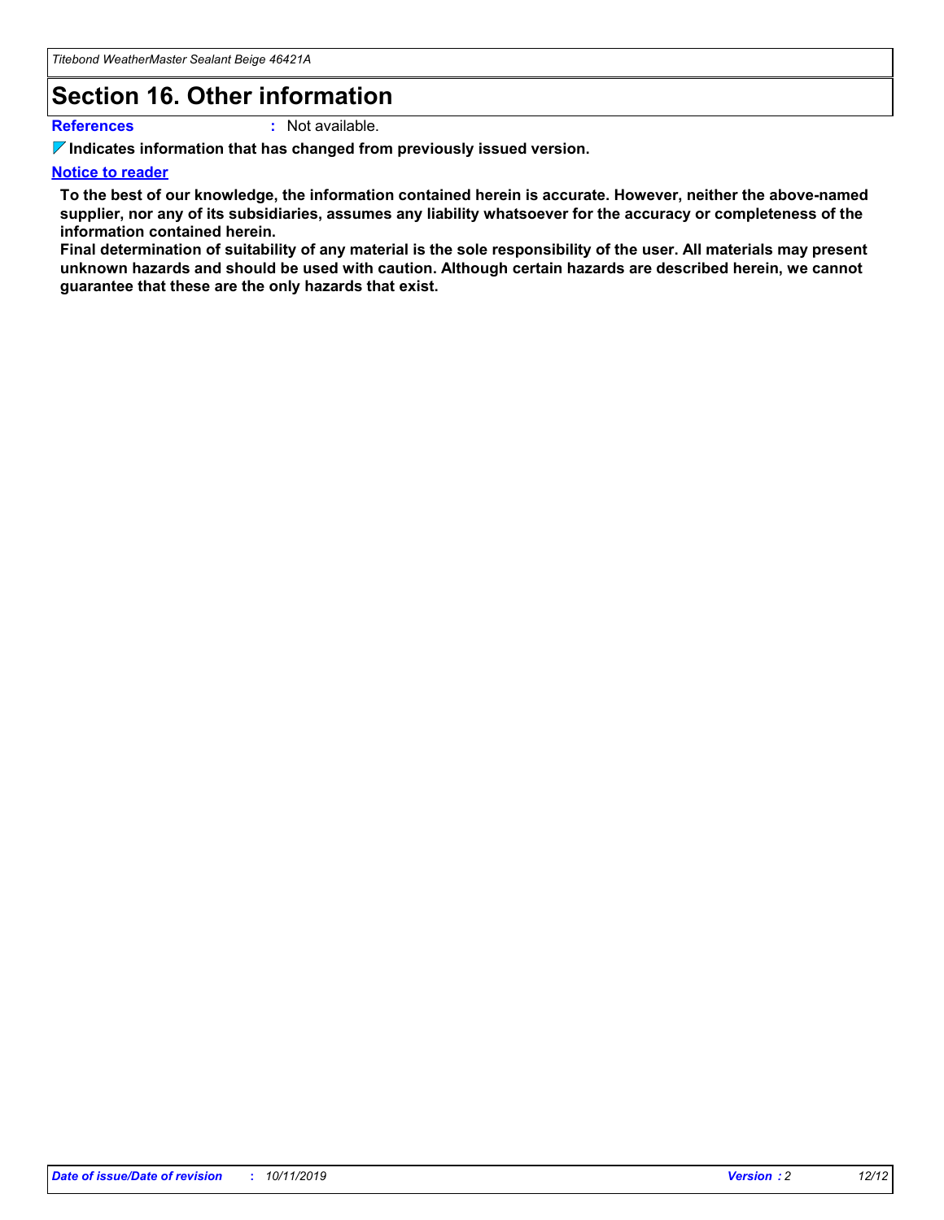# Section 16. Other information

**References** : Not available.

**Indicates information that has changed from previously issued version.**

**Notice to reader**

**To the best of our knowledge, the information contained herein is accurate. However, neither the above-named supplier, nor any of its subsidiaries, assumes any liability whatsoever for the accuracy or completeness of the information contained herein.**

**Final determination of suitability of any material is the sole responsibility of the user. All materials may present unknown hazards and should be used with caution. Although certain hazards are described herein, we cannot guarantee that these are the only hazards that exist.**